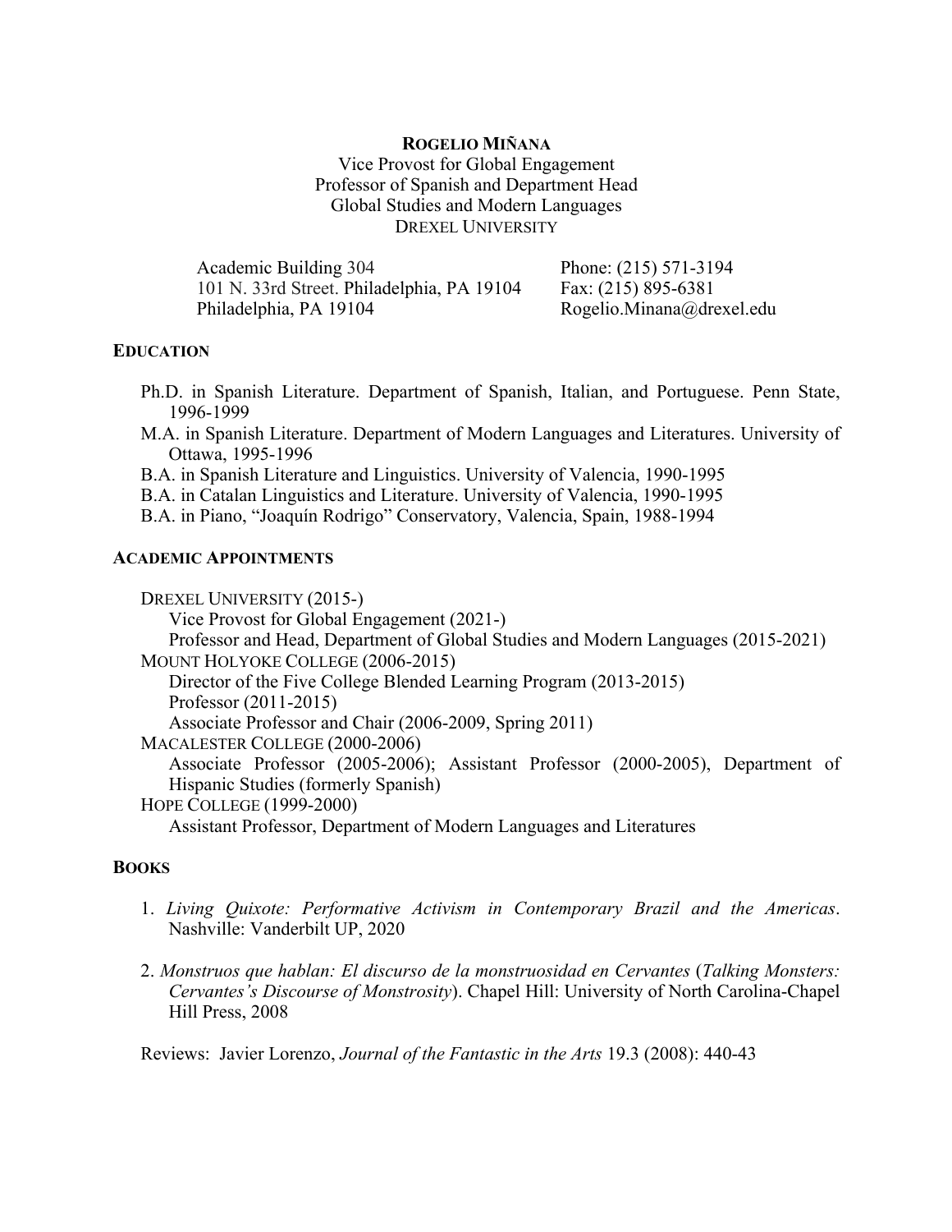# ROGELIO MIÑANA

Vice Provost for Global Engagement
Professor of Spanish and Department Head
Global Studies and Modern Languages
DREXEL UNIVERSITY

Academic Building 304
101 N. 33rd Street. Philadelphia, PA 19104
Philadelphia, PA 19104

Phone: (215) 571-3194
Fax: (215) 895-6381
Rogelio.Minana@drexel.edu

## EDUCATION

- Ph.D. in Spanish Literature. Department of Spanish, Italian, and Portuguese. Penn State, 1996-1999
- M.A. in Spanish Literature. Department of Modern Languages and Literatures. University of Ottawa, 1995-1996
- B.A. in Spanish Literature and Linguistics. University of Valencia, 1990-1995
- B.A. in Catalan Linguistics and Literature. University of Valencia, 1990-1995
- B.A. in Piano, "Joaquín Rodrigo" Conservatory, Valencia, Spain, 1988-1994

## ACADEMIC APPOINTMENTS

DREXEL UNIVERSITY (2015-)
- Vice Provost for Global Engagement (2021-)
- Professor and Head, Department of Global Studies and Modern Languages (2015-2021)

MOUNT HOLYOKE COLLEGE (2006-2015)
- Director of the Five College Blended Learning Program (2013-2015)
- Professor (2011-2015)
- Associate Professor and Chair (2006-2009, Spring 2011)

MACALESTER COLLEGE (2000-2006)
- Associate Professor (2005-2006); Assistant Professor (2000-2005), Department of Hispanic Studies (formerly Spanish)

HOPE COLLEGE (1999-2000)
- Assistant Professor, Department of Modern Languages and Literatures

## BOOKS

1. *Living Quixote: Performative Activism in Contemporary Brazil and the Americas*. Nashville: Vanderbilt UP, 2020

2. *Monstruos que hablan: El discurso de la monstruosidad en Cervantes* (*Talking Monsters: Cervantes's Discourse of Monstrosity*). Chapel Hill: University of North Carolina-Chapel Hill Press, 2008

Reviews: Javier Lorenzo, *Journal of the Fantastic in the Arts* 19.3 (2008): 440-43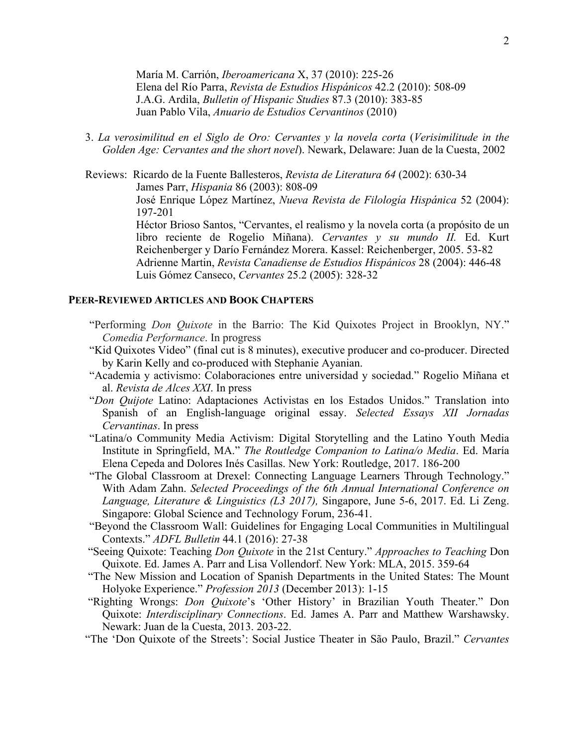María M. Carrión, *Iberoamericana* X, 37 (2010): 225-26
Elena del Río Parra, *Revista de Estudios Hispánicos* 42.2 (2010): 508-09
J.A.G. Ardila, *Bulletin of Hispanic Studies* 87.3 (2010): 383-85
Juan Pablo Vila, *Anuario de Estudios Cervantinos* (2010)

3. *La verosimilitud en el Siglo de Oro: Cervantes y la novela corta* (*Verisimilitude in the Golden Age: Cervantes and the short novel*). Newark, Delaware: Juan de la Cuesta, 2002

Reviews: Ricardo de la Fuente Ballesteros, *Revista de Literatura 64* (2002): 630-34
James Parr, *Hispania* 86 (2003): 808-09
José Enrique López Martínez, *Nueva Revista de Filología Hispánica* 52 (2004): 197-201
Héctor Brioso Santos, "Cervantes, el realismo y la novela corta (a propósito de un libro reciente de Rogelio Miñana). *Cervantes y su mundo II.* Ed. Kurt Reichenberger y Darío Fernández Morera. Kassel: Reichenberger, 2005. 53-82
Adrienne Martin, *Revista Canadiense de Estudios Hispánicos* 28 (2004): 446-48
Luis Gómez Canseco, *Cervantes* 25.2 (2005): 328-32

## PEER-REVIEWED ARTICLES AND BOOK CHAPTERS

"Performing *Don Quixote* in the Barrio: The Kid Quixotes Project in Brooklyn, NY." *Comedia Performance*. In progress

"Kid Quixotes Video" (final cut is 8 minutes), executive producer and co-producer. Directed by Karin Kelly and co-produced with Stephanie Ayanian.

"Academia y activismo: Colaboraciones entre universidad y sociedad." Rogelio Miñana et al. *Revista de Alces XXI*. In press

"*Don Quijote* Latino: Adaptaciones Activistas en los Estados Unidos." Translation into Spanish of an English-language original essay. *Selected Essays XII Jornadas Cervantinas*. In press

"Latina/o Community Media Activism: Digital Storytelling and the Latino Youth Media Institute in Springfield, MA." *The Routledge Companion to Latina/o Media*. Ed. María Elena Cepeda and Dolores Inés Casillas. New York: Routledge, 2017. 186-200

"The Global Classroom at Drexel: Connecting Language Learners Through Technology." With Adam Zahn. *Selected Proceedings of the 6th Annual International Conference on Language, Literature & Linguistics (L3 2017),* Singapore, June 5-6, 2017. Ed. Li Zeng. Singapore: Global Science and Technology Forum, 236-41.

"Beyond the Classroom Wall: Guidelines for Engaging Local Communities in Multilingual Contexts." *ADFL Bulletin* 44.1 (2016): 27-38

"Seeing Quixote: Teaching *Don Quixote* in the 21st Century." *Approaches to Teaching* Don Quixote. Ed. James A. Parr and Lisa Vollendorf. New York: MLA, 2015. 359-64

"The New Mission and Location of Spanish Departments in the United States: The Mount Holyoke Experience." *Profession 2013* (December 2013): 1-15

"Righting Wrongs: *Don Quixote*'s 'Other History' in Brazilian Youth Theater." Don Quixote: *Interdisciplinary Connections*. Ed. James A. Parr and Matthew Warshawsky. Newark: Juan de la Cuesta, 2013. 203-22.

"The 'Don Quixote of the Streets': Social Justice Theater in São Paulo, Brazil." *Cervantes*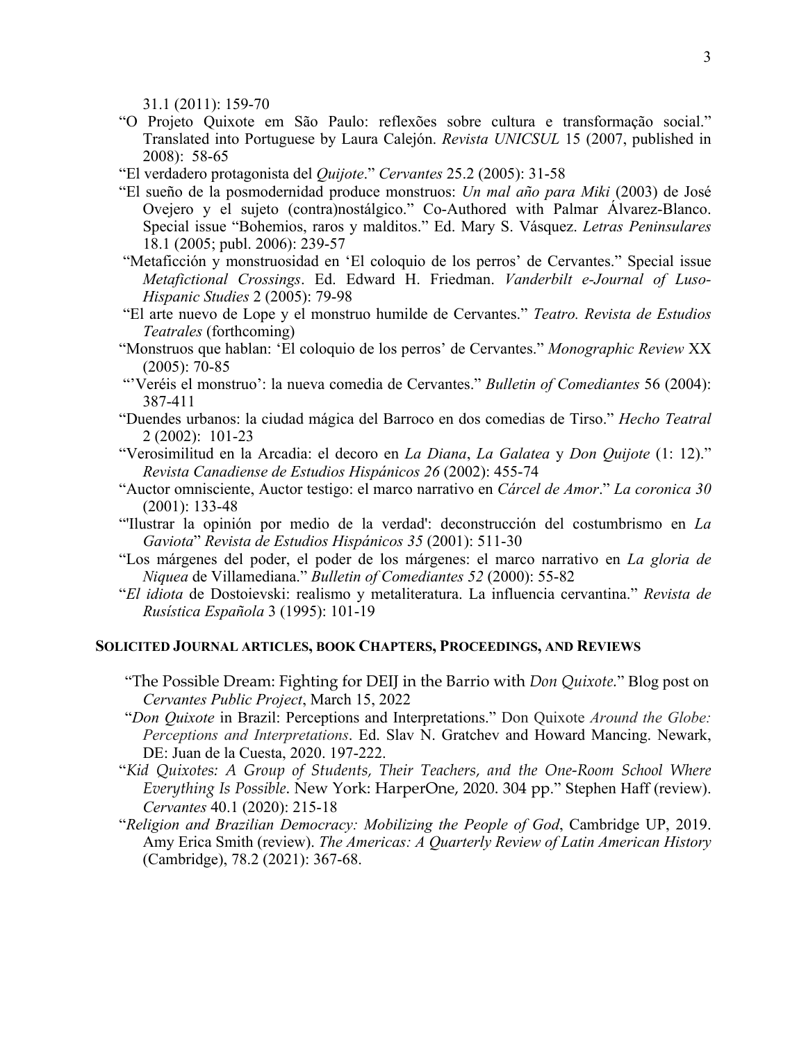31.1 (2011): 159-70

“O Projeto Quixote em São Paulo: reflexões sobre cultura e transformação social.” Translated into Portuguese by Laura Calejón. *Revista UNICSUL* 15 (2007, published in 2008): 58-65

“El verdadero protagonista del *Quijote*.” *Cervantes* 25.2 (2005): 31-58

“El sueño de la posmodernidad produce monstruos: *Un mal año para Miki* (2003) de José Ovejero y el sujeto (contra)nostálgico.” Co-Authored with Palmar Álvarez-Blanco. Special issue “Bohemios, raros y malditos.” Ed. Mary S. Vásquez. *Letras Peninsulares* 18.1 (2005; publ. 2006): 239-57

“Metaficción y monstruosidad en ‘El coloquio de los perros’ de Cervantes.” Special issue *Metafictional Crossings*. Ed. Edward H. Friedman. *Vanderbilt e-Journal of Luso-Hispanic Studies* 2 (2005): 79-98

“El arte nuevo de Lope y el monstruo humilde de Cervantes.” *Teatro. Revista de Estudios Teatrales* (forthcoming)

“Monstruos que hablan: ‘El coloquio de los perros’ de Cervantes.” *Monographic Review* XX (2005): 70-85

“’Veréis el monstruo’: la nueva comedia de Cervantes.” *Bulletin of Comediantes* 56 (2004): 387-411

“Duendes urbanos: la ciudad mágica del Barroco en dos comedias de Tirso.” *Hecho Teatral* 2 (2002): 101-23

“Verosimilitud en la Arcadia: el decoro en *La Diana*, *La Galatea* y *Don Quijote* (1: 12).” *Revista Canadiense de Estudios Hispánicos 26* (2002): 455-74

“Auctor omnisciente, Auctor testigo: el marco narrativo en *Cárcel de Amor*.” *La coronica 30* (2001): 133-48

“'Ilustrar la opinión por medio de la verdad': deconstrucción del costumbrismo en *La Gaviota*” *Revista de Estudios Hispánicos 35* (2001): 511-30

“Los márgenes del poder, el poder de los márgenes: el marco narrativo en *La gloria de Niquea* de Villamediana.” *Bulletin of Comediantes 52* (2000): 55-82

“*El idiota* de Dostoievski: realismo y metaliteratura. La influencia cervantina.” *Revista de Rusística Española* 3 (1995): 101-19

## SOLICITED JOURNAL ARTICLES, BOOK CHAPTERS, PROCEEDINGS, AND REVIEWS

“The Possible Dream: Fighting for DEIJ in the Barrio with *Don Quixote*.” Blog post on *Cervantes Public Project*, March 15, 2022

“*Don Quixote* in Brazil: Perceptions and Interpretations.” Don Quixote *Around the Globe: Perceptions and Interpretations*. Ed. Slav N. Gratchev and Howard Mancing. Newark, DE: Juan de la Cuesta, 2020. 197-222.

“*Kid Quixotes: A Group of Students, Their Teachers, and the One-Room School Where Everything Is Possible*. New York: HarperOne, 2020. 304 pp.” Stephen Haff (review). *Cervantes* 40.1 (2020): 215-18

“*Religion and Brazilian Democracy: Mobilizing the People of God*, Cambridge UP, 2019. Amy Erica Smith (review). *The Americas: A Quarterly Review of Latin American History* (Cambridge), 78.2 (2021): 367-68.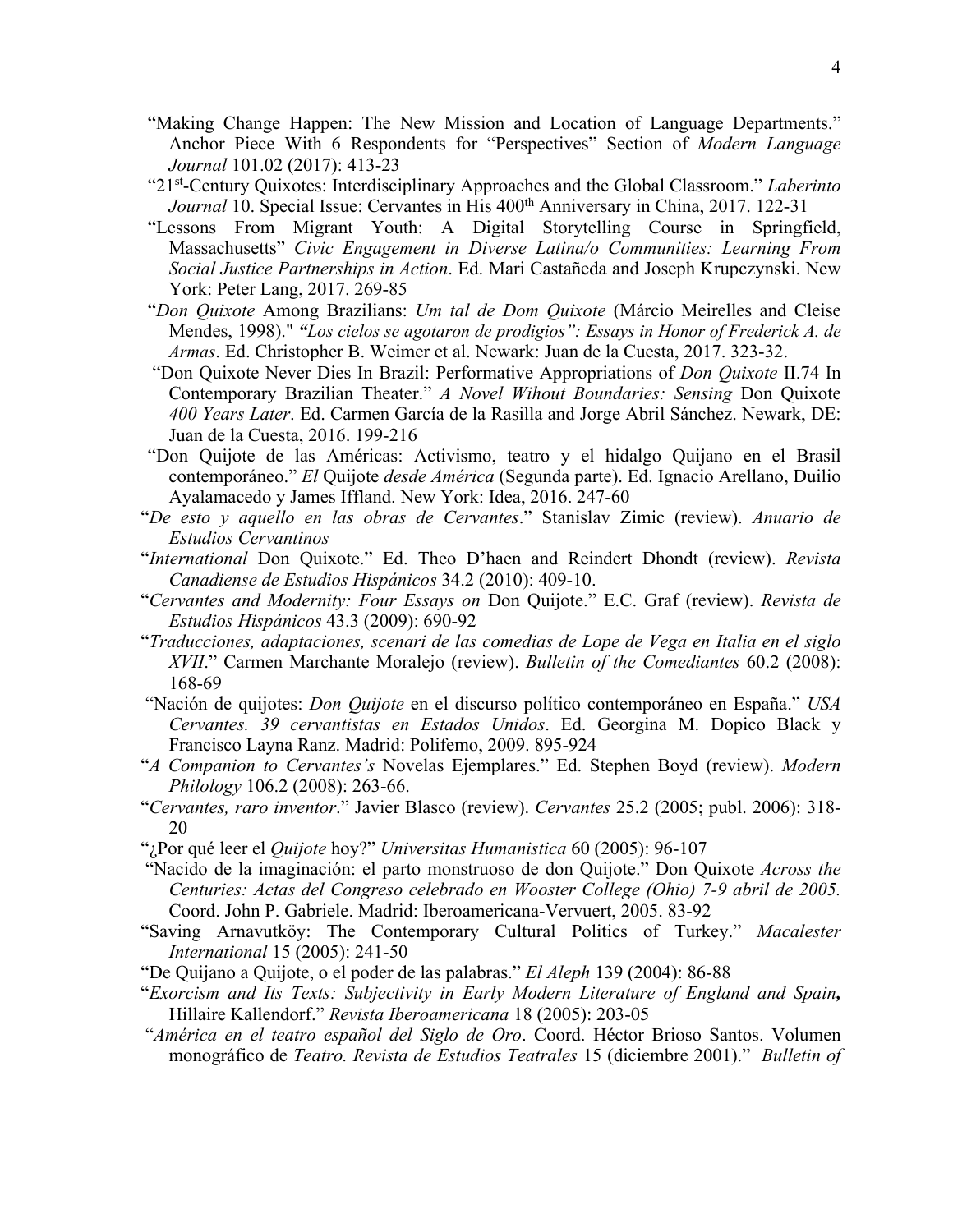"Making Change Happen: The New Mission and Location of Language Departments." Anchor Piece With 6 Respondents for "Perspectives" Section of *Modern Language Journal* 101.02 (2017): 413-23

"21st-Century Quixotes: Interdisciplinary Approaches and the Global Classroom." *Laberinto Journal* 10. Special Issue: Cervantes in His 400th Anniversary in China, 2017. 122-31

"Lessons From Migrant Youth: A Digital Storytelling Course in Springfield, Massachusetts" *Civic Engagement in Diverse Latina/o Communities: Learning From Social Justice Partnerships in Action*. Ed. Mari Castañeda and Joseph Krupczynski. New York: Peter Lang, 2017. 269-85

"*Don Quixote* Among Brazilians: *Um tal de Dom Quixote* (Márcio Meirelles and Cleise Mendes, 1998)." *"Los cielos se agotaron de prodigios": Essays in Honor of Frederick A. de Armas*. Ed. Christopher B. Weimer et al. Newark: Juan de la Cuesta, 2017. 323-32.

"Don Quixote Never Dies In Brazil: Performative Appropriations of *Don Quixote* II.74 In Contemporary Brazilian Theater." *A Novel Wihout Boundaries: Sensing* Don Quixote *400 Years Later*. Ed. Carmen García de la Rasilla and Jorge Abril Sánchez. Newark, DE: Juan de la Cuesta, 2016. 199-216

"Don Quijote de las Américas: Activismo, teatro y el hidalgo Quijano en el Brasil contemporáneo." *El* Quijote *desde América* (Segunda parte). Ed. Ignacio Arellano, Duilio Ayalamacedo y James Iffland. New York: Idea, 2016. 247-60

"*De esto y aquello en las obras de Cervantes*." Stanislav Zimic (review). *Anuario de Estudios Cervantinos*

"*International* Don Quixote." Ed. Theo D'haen and Reindert Dhondt (review). *Revista Canadiense de Estudios Hispánicos* 34.2 (2010): 409-10.

"*Cervantes and Modernity: Four Essays on* Don Quijote." E.C. Graf (review). *Revista de Estudios Hispánicos* 43.3 (2009): 690-92

"*Traducciones, adaptaciones, scenari de las comedias de Lope de Vega en Italia en el siglo XVII*." Carmen Marchante Moralejo (review). *Bulletin of the Comediantes* 60.2 (2008): 168-69

"Nación de quijotes: *Don Quijote* en el discurso político contemporáneo en España." *USA Cervantes. 39 cervantistas en Estados Unidos*. Ed. Georgina M. Dopico Black y Francisco Layna Ranz. Madrid: Polifemo, 2009. 895-924

"*A Companion to Cervantes's* Novelas Ejemplares." Ed. Stephen Boyd (review). *Modern Philology* 106.2 (2008): 263-66.

"*Cervantes, raro inventor*." Javier Blasco (review). *Cervantes* 25.2 (2005; publ. 2006): 318-20

"¿Por qué leer el *Quijote* hoy?" *Universitas Humanistica* 60 (2005): 96-107

"Nacido de la imaginación: el parto monstruoso de don Quijote." Don Quixote *Across the Centuries: Actas del Congreso celebrado en Wooster College (Ohio) 7-9 abril de 2005.* Coord. John P. Gabriele. Madrid: Iberoamericana-Vervuert, 2005. 83-92

"Saving Arnavutköy: The Contemporary Cultural Politics of Turkey." *Macalester International* 15 (2005): 241-50

"De Quijano a Quijote, o el poder de las palabras." *El Aleph* 139 (2004): 86-88

"*Exorcism and Its Texts: Subjectivity in Early Modern Literature of England and Spain,* Hillaire Kallendorf." *Revista Iberoamericana* 18 (2005): 203-05

"*América en el teatro español del Siglo de Oro*. Coord. Héctor Brioso Santos. Volumen monográfico de *Teatro. Revista de Estudios Teatrales* 15 (diciembre 2001)." *Bulletin of*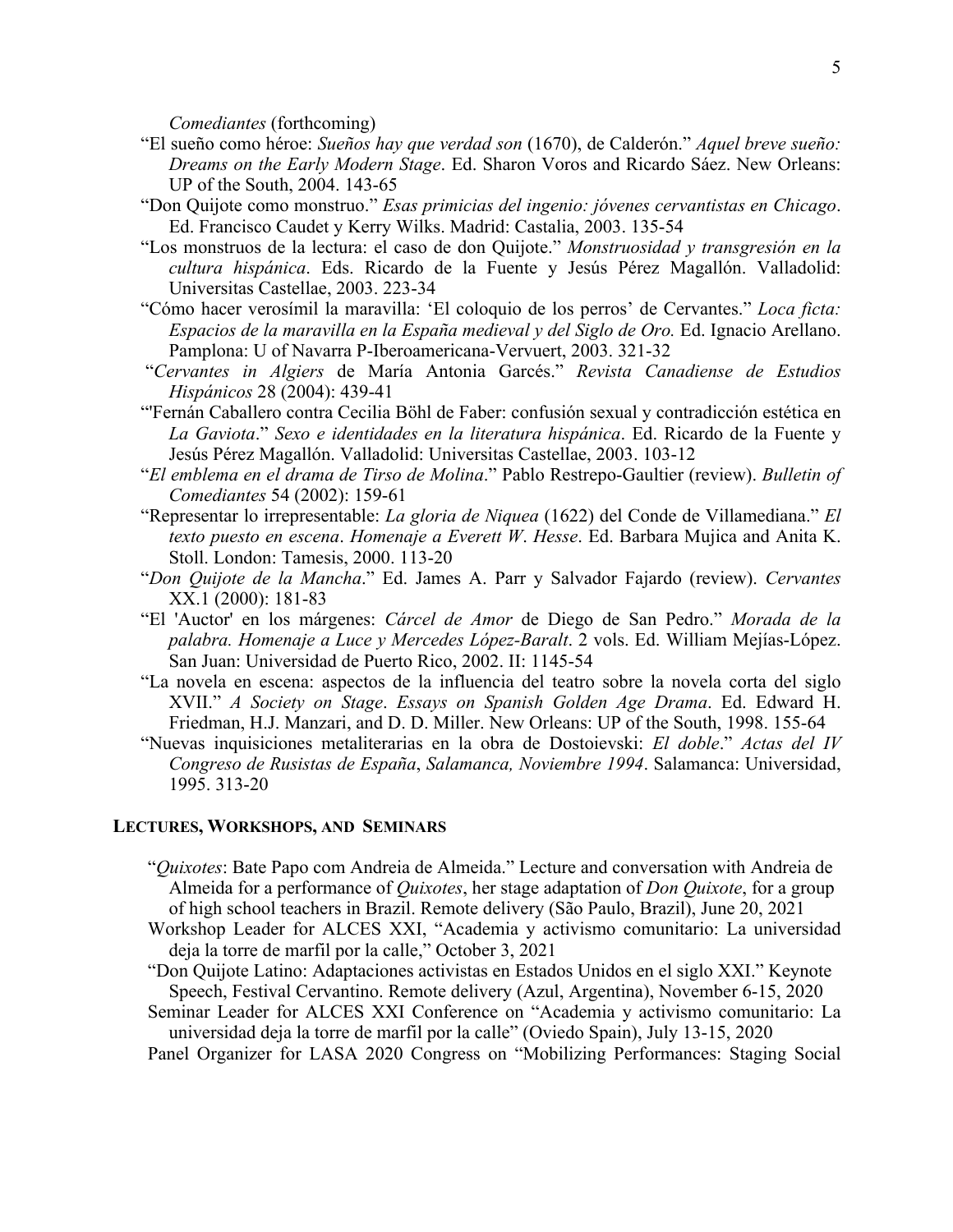*Comediantes* (forthcoming)

"El sueño como héroe: *Sueños hay que verdad son* (1670), de Calderón." *Aquel breve sueño: Dreams on the Early Modern Stage*. Ed. Sharon Voros and Ricardo Sáez. New Orleans: UP of the South, 2004. 143-65

"Don Quijote como monstruo." *Esas primicias del ingenio: jóvenes cervantistas en Chicago*. Ed. Francisco Caudet y Kerry Wilks. Madrid: Castalia, 2003. 135-54

"Los monstruos de la lectura: el caso de don Quijote." *Monstruosidad y transgresión en la cultura hispánica*. Eds. Ricardo de la Fuente y Jesús Pérez Magallón. Valladolid: Universitas Castellae, 2003. 223-34

"Cómo hacer verosímil la maravilla: 'El coloquio de los perros' de Cervantes." *Loca ficta: Espacios de la maravilla en la España medieval y del Siglo de Oro.* Ed. Ignacio Arellano. Pamplona: U of Navarra P-Iberoamericana-Vervuert, 2003. 321-32

"*Cervantes in Algiers* de María Antonia Garcés." *Revista Canadiense de Estudios Hispánicos* 28 (2004): 439-41

"'Fernán Caballero contra Cecilia Böhl de Faber: confusión sexual y contradicción estética en *La Gaviota*." *Sexo e identidades en la literatura hispánica*. Ed. Ricardo de la Fuente y Jesús Pérez Magallón. Valladolid: Universitas Castellae, 2003. 103-12

"*El emblema en el drama de Tirso de Molina*." Pablo Restrepo-Gaultier (review). *Bulletin of Comediantes* 54 (2002): 159-61

"Representar lo irrepresentable: *La gloria de Niquea* (1622) del Conde de Villamediana." *El texto puesto en escena*. *Homenaje a Everett W*. *Hesse*. Ed. Barbara Mujica and Anita K. Stoll. London: Tamesis, 2000. 113-20

"*Don Quijote de la Mancha*." Ed. James A. Parr y Salvador Fajardo (review). *Cervantes* XX.1 (2000): 181-83

"El 'Auctor' en los márgenes: *Cárcel de Amor* de Diego de San Pedro." *Morada de la palabra. Homenaje a Luce y Mercedes López-Baralt*. 2 vols. Ed. William Mejías-López. San Juan: Universidad de Puerto Rico, 2002. II: 1145-54

"La novela en escena: aspectos de la influencia del teatro sobre la novela corta del siglo XVII." *A Society on Stage*. *Essays on Spanish Golden Age Drama*. Ed. Edward H. Friedman, H.J. Manzari, and D. D. Miller. New Orleans: UP of the South, 1998. 155-64

"Nuevas inquisiciones metaliterarias en la obra de Dostoievski: *El doble*." *Actas del IV Congreso de Rusistas de España*, *Salamanca, Noviembre 1994*. Salamanca: Universidad, 1995. 313-20

## LECTURES, WORKSHOPS, AND SEMINARS

"*Quixotes*: Bate Papo com Andreia de Almeida." Lecture and conversation with Andreia de Almeida for a performance of *Quixotes*, her stage adaptation of *Don Quixote*, for a group of high school teachers in Brazil. Remote delivery (São Paulo, Brazil), June 20, 2021

Workshop Leader for ALCES XXI, "Academia y activismo comunitario: La universidad deja la torre de marfil por la calle," October 3, 2021

"Don Quijote Latino: Adaptaciones activistas en Estados Unidos en el siglo XXI." Keynote Speech, Festival Cervantino. Remote delivery (Azul, Argentina), November 6-15, 2020

Seminar Leader for ALCES XXI Conference on "Academia y activismo comunitario: La universidad deja la torre de marfil por la calle" (Oviedo Spain), July 13-15, 2020

Panel Organizer for LASA 2020 Congress on "Mobilizing Performances: Staging Social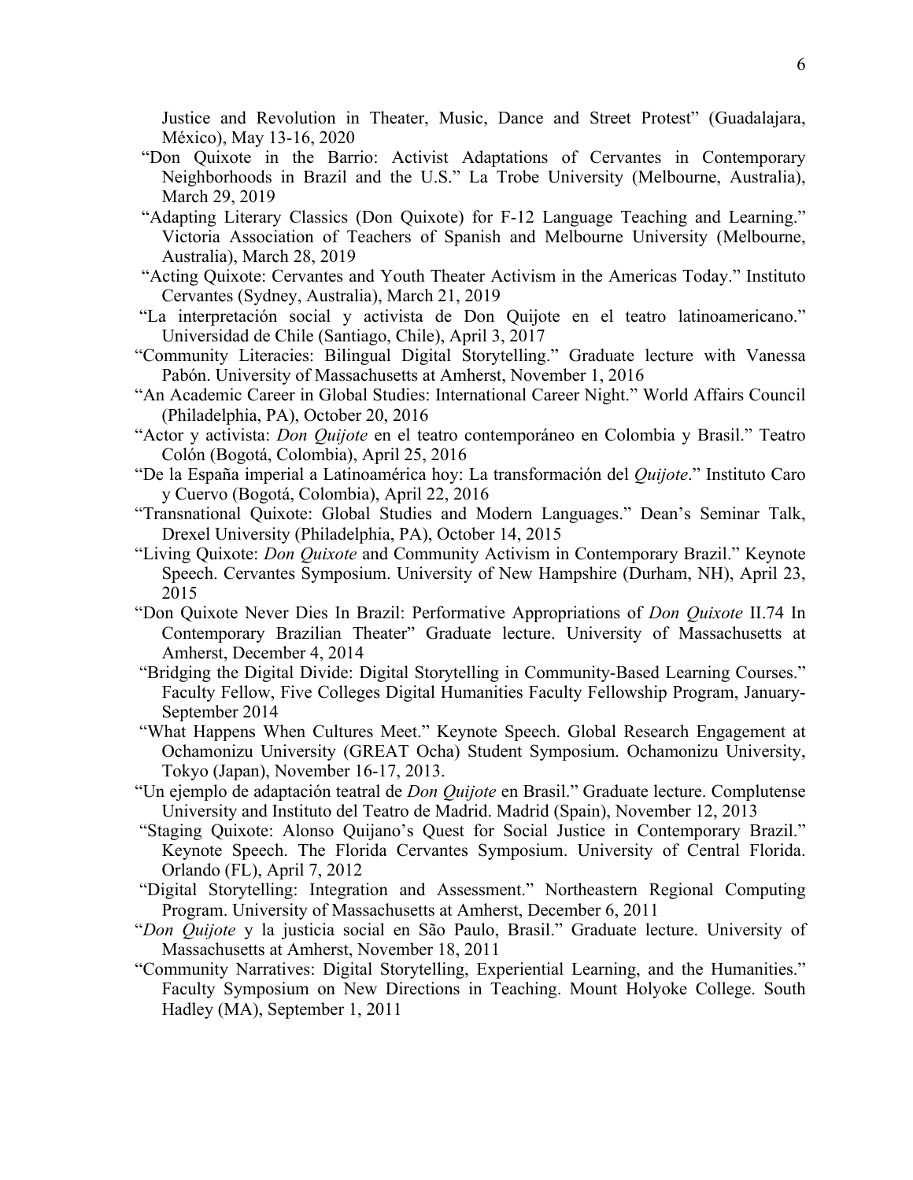Justice and Revolution in Theater, Music, Dance and Street Protest" (Guadalajara, México), May 13-16, 2020

"Don Quixote in the Barrio: Activist Adaptations of Cervantes in Contemporary Neighborhoods in Brazil and the U.S." La Trobe University (Melbourne, Australia), March 29, 2019

"Adapting Literary Classics (Don Quixote) for F-12 Language Teaching and Learning." Victoria Association of Teachers of Spanish and Melbourne University (Melbourne, Australia), March 28, 2019

"Acting Quixote: Cervantes and Youth Theater Activism in the Americas Today." Instituto Cervantes (Sydney, Australia), March 21, 2019

"La interpretación social y activista de Don Quijote en el teatro latinoamericano." Universidad de Chile (Santiago, Chile), April 3, 2017

"Community Literacies: Bilingual Digital Storytelling." Graduate lecture with Vanessa Pabón. University of Massachusetts at Amherst, November 1, 2016

"An Academic Career in Global Studies: International Career Night." World Affairs Council (Philadelphia, PA), October 20, 2016

"Actor y activista: *Don Quijote* en el teatro contemporáneo en Colombia y Brasil." Teatro Colón (Bogotá, Colombia), April 25, 2016

"De la España imperial a Latinoamérica hoy: La transformación del *Quijote*." Instituto Caro y Cuervo (Bogotá, Colombia), April 22, 2016

"Transnational Quixote: Global Studies and Modern Languages." Dean's Seminar Talk, Drexel University (Philadelphia, PA), October 14, 2015

"Living Quixote: *Don Quixote* and Community Activism in Contemporary Brazil." Keynote Speech. Cervantes Symposium. University of New Hampshire (Durham, NH), April 23, 2015

"Don Quixote Never Dies In Brazil: Performative Appropriations of *Don Quixote* II.74 In Contemporary Brazilian Theater" Graduate lecture. University of Massachusetts at Amherst, December 4, 2014

"Bridging the Digital Divide: Digital Storytelling in Community-Based Learning Courses." Faculty Fellow, Five Colleges Digital Humanities Faculty Fellowship Program, January-September 2014

"What Happens When Cultures Meet." Keynote Speech. Global Research Engagement at Ochamonizu University (GREAT Ocha) Student Symposium. Ochamonizu University, Tokyo (Japan), November 16-17, 2013.

"Un ejemplo de adaptación teatral de *Don Quijote* en Brasil." Graduate lecture. Complutense University and Instituto del Teatro de Madrid. Madrid (Spain), November 12, 2013

"Staging Quixote: Alonso Quijano's Quest for Social Justice in Contemporary Brazil." Keynote Speech. The Florida Cervantes Symposium. University of Central Florida. Orlando (FL), April 7, 2012

"Digital Storytelling: Integration and Assessment." Northeastern Regional Computing Program. University of Massachusetts at Amherst, December 6, 2011

"*Don Quijote* y la justicia social en São Paulo, Brasil." Graduate lecture. University of Massachusetts at Amherst, November 18, 2011

"Community Narratives: Digital Storytelling, Experiential Learning, and the Humanities." Faculty Symposium on New Directions in Teaching. Mount Holyoke College. South Hadley (MA), September 1, 2011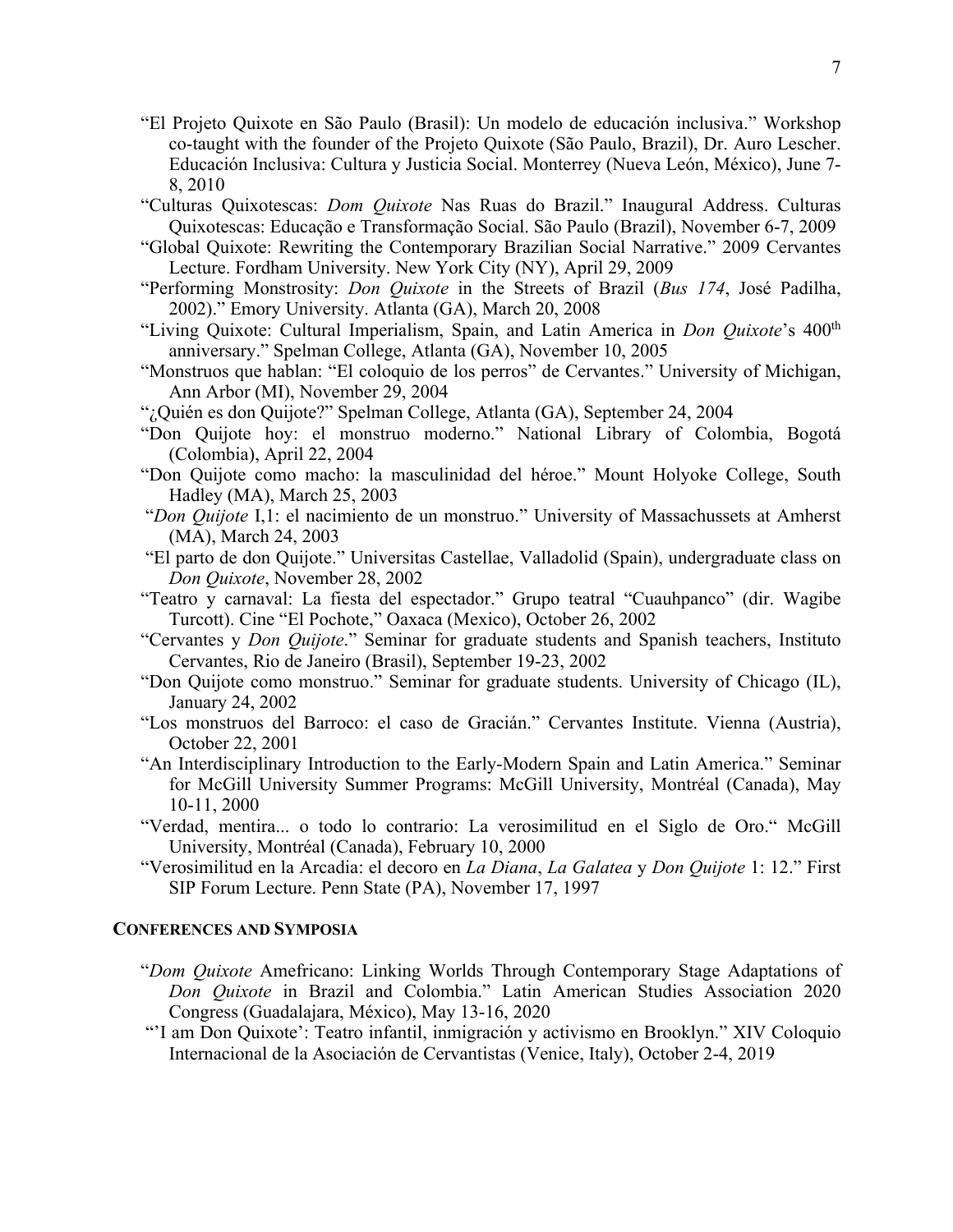"El Projeto Quixote en São Paulo (Brasil): Un modelo de educación inclusiva." Workshop co-taught with the founder of the Projeto Quixote (São Paulo, Brazil), Dr. Auro Lescher. Educación Inclusiva: Cultura y Justicia Social. Monterrey (Nueva León, México), June 7-8, 2010

"Culturas Quixotescas: *Dom Quixote* Nas Ruas do Brazil." Inaugural Address. Culturas Quixotescas: Educação e Transformação Social. São Paulo (Brazil), November 6-7, 2009

"Global Quixote: Rewriting the Contemporary Brazilian Social Narrative." 2009 Cervantes Lecture. Fordham University. New York City (NY), April 29, 2009

"Performing Monstrosity: *Don Quixote* in the Streets of Brazil (*Bus 174*, José Padilha, 2002)." Emory University. Atlanta (GA), March 20, 2008

"Living Quixote: Cultural Imperialism, Spain, and Latin America in *Don Quixote*'s 400th anniversary." Spelman College, Atlanta (GA), November 10, 2005

"Monstruos que hablan: "El coloquio de los perros" de Cervantes." University of Michigan, Ann Arbor (MI), November 29, 2004

"¿Quién es don Quijote?" Spelman College, Atlanta (GA), September 24, 2004

"Don Quijote hoy: el monstruo moderno." National Library of Colombia, Bogotá (Colombia), April 22, 2004

"Don Quijote como macho: la masculinidad del héroe." Mount Holyoke College, South Hadley (MA), March 25, 2003

"*Don Quijote* I,1: el nacimiento de un monstruo." University of Massachussets at Amherst (MA), March 24, 2003

"El parto de don Quijote." Universitas Castellae, Valladolid (Spain), undergraduate class on *Don Quixote*, November 28, 2002

"Teatro y carnaval: La fiesta del espectador." Grupo teatral "Cuauhpanco" (dir. Wagibe Turcott). Cine "El Pochote," Oaxaca (Mexico), October 26, 2002

"Cervantes y *Don Quijote*." Seminar for graduate students and Spanish teachers, Instituto Cervantes, Rio de Janeiro (Brasil), September 19-23, 2002

"Don Quijote como monstruo." Seminar for graduate students. University of Chicago (IL), January 24, 2002

"Los monstruos del Barroco: el caso de Gracián." Cervantes Institute. Vienna (Austria), October 22, 2001

"An Interdisciplinary Introduction to the Early-Modern Spain and Latin America." Seminar for McGill University Summer Programs: McGill University, Montréal (Canada), May 10-11, 2000

"Verdad, mentira... o todo lo contrario: La verosimilitud en el Siglo de Oro." McGill University, Montréal (Canada), February 10, 2000

"Verosimilitud en la Arcadia: el decoro en *La Diana*, *La Galatea* y *Don Quijote* 1: 12." First SIP Forum Lecture. Penn State (PA), November 17, 1997

## CONFERENCES AND SYMPOSIA

"*Dom Quixote* Amefricano: Linking Worlds Through Contemporary Stage Adaptations of *Don Quixote* in Brazil and Colombia." Latin American Studies Association 2020 Congress (Guadalajara, México), May 13-16, 2020

"'I am Don Quixote': Teatro infantil, inmigración y activismo en Brooklyn." XIV Coloquio Internacional de la Asociación de Cervantistas (Venice, Italy), October 2-4, 2019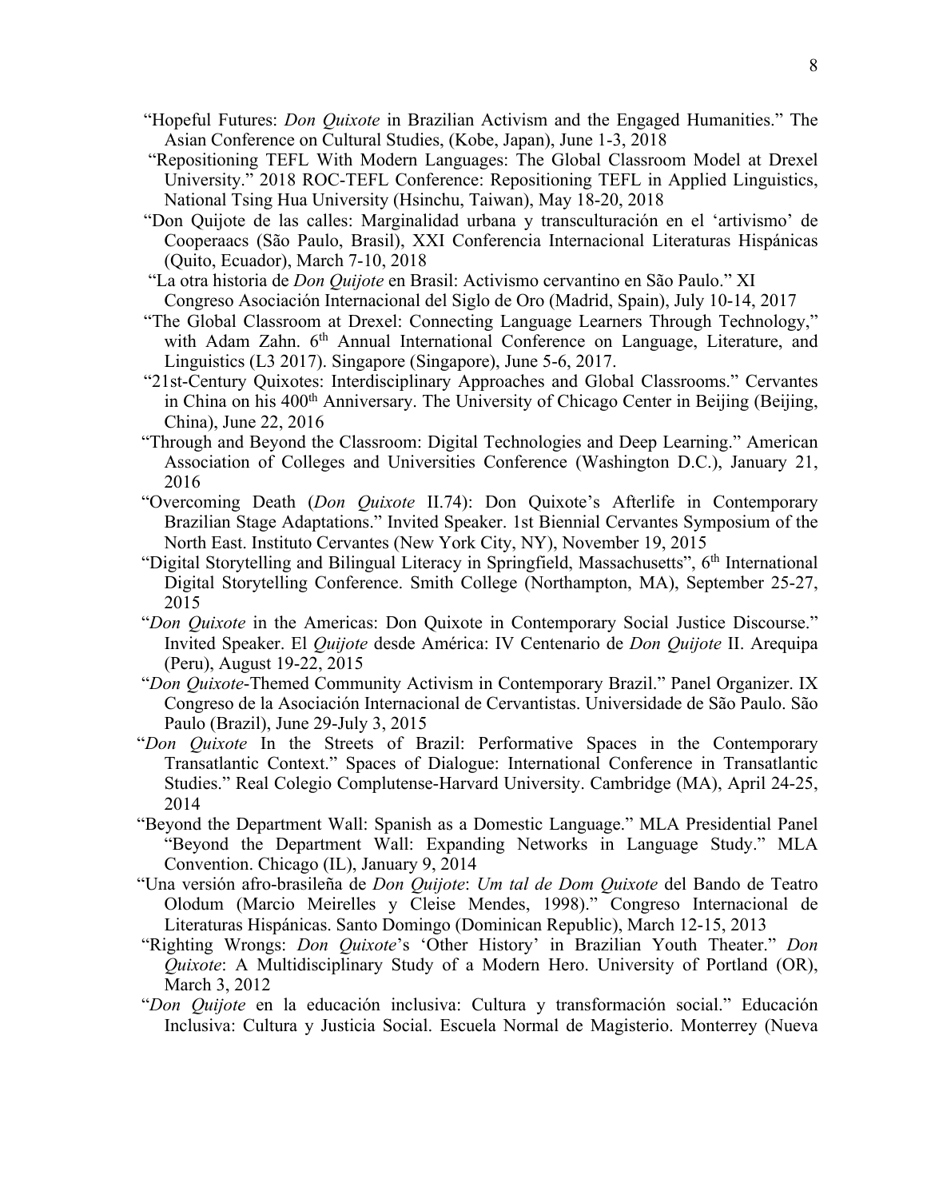"Hopeful Futures: *Don Quixote* in Brazilian Activism and the Engaged Humanities." The Asian Conference on Cultural Studies, (Kobe, Japan), June 1-3, 2018

"Repositioning TEFL With Modern Languages: The Global Classroom Model at Drexel University." 2018 ROC-TEFL Conference: Repositioning TEFL in Applied Linguistics, National Tsing Hua University (Hsinchu, Taiwan), May 18-20, 2018

"Don Quijote de las calles: Marginalidad urbana y transculturación en el 'artivismo' de Cooperaacs (São Paulo, Brasil), XXI Conferencia Internacional Literaturas Hispánicas (Quito, Ecuador), March 7-10, 2018

"La otra historia de *Don Quijote* en Brasil: Activismo cervantino en São Paulo." XI Congreso Asociación Internacional del Siglo de Oro (Madrid, Spain), July 10-14, 2017

"The Global Classroom at Drexel: Connecting Language Learners Through Technology," with Adam Zahn. 6th Annual International Conference on Language, Literature, and Linguistics (L3 2017). Singapore (Singapore), June 5-6, 2017.

"21st-Century Quixotes: Interdisciplinary Approaches and Global Classrooms." Cervantes in China on his 400th Anniversary. The University of Chicago Center in Beijing (Beijing, China), June 22, 2016

"Through and Beyond the Classroom: Digital Technologies and Deep Learning." American Association of Colleges and Universities Conference (Washington D.C.), January 21, 2016

"Overcoming Death (*Don Quixote* II.74): Don Quixote's Afterlife in Contemporary Brazilian Stage Adaptations." Invited Speaker. 1st Biennial Cervantes Symposium of the North East. Instituto Cervantes (New York City, NY), November 19, 2015

"Digital Storytelling and Bilingual Literacy in Springfield, Massachusetts", 6th International Digital Storytelling Conference. Smith College (Northampton, MA), September 25-27, 2015

"*Don Quixote* in the Americas: Don Quixote in Contemporary Social Justice Discourse." Invited Speaker. El *Quijote* desde América: IV Centenario de *Don Quijote* II. Arequipa (Peru), August 19-22, 2015

"*Don Quixote*-Themed Community Activism in Contemporary Brazil." Panel Organizer. IX Congreso de la Asociación Internacional de Cervantistas. Universidade de São Paulo. São Paulo (Brazil), June 29-July 3, 2015

"*Don Quixote* In the Streets of Brazil: Performative Spaces in the Contemporary Transatlantic Context." Spaces of Dialogue: International Conference in Transatlantic Studies." Real Colegio Complutense-Harvard University. Cambridge (MA), April 24-25, 2014

"Beyond the Department Wall: Spanish as a Domestic Language." MLA Presidential Panel "Beyond the Department Wall: Expanding Networks in Language Study." MLA Convention. Chicago (IL), January 9, 2014

"Una versión afro-brasileña de *Don Quijote*: *Um tal de Dom Quixote* del Bando de Teatro Olodum (Marcio Meirelles y Cleise Mendes, 1998)." Congreso Internacional de Literaturas Hispánicas. Santo Domingo (Dominican Republic), March 12-15, 2013

"Righting Wrongs: *Don Quixote*'s 'Other History' in Brazilian Youth Theater." *Don Quixote*: A Multidisciplinary Study of a Modern Hero. University of Portland (OR), March 3, 2012

"*Don Quijote* en la educación inclusiva: Cultura y transformación social." Educación Inclusiva: Cultura y Justicia Social. Escuela Normal de Magisterio. Monterrey (Nueva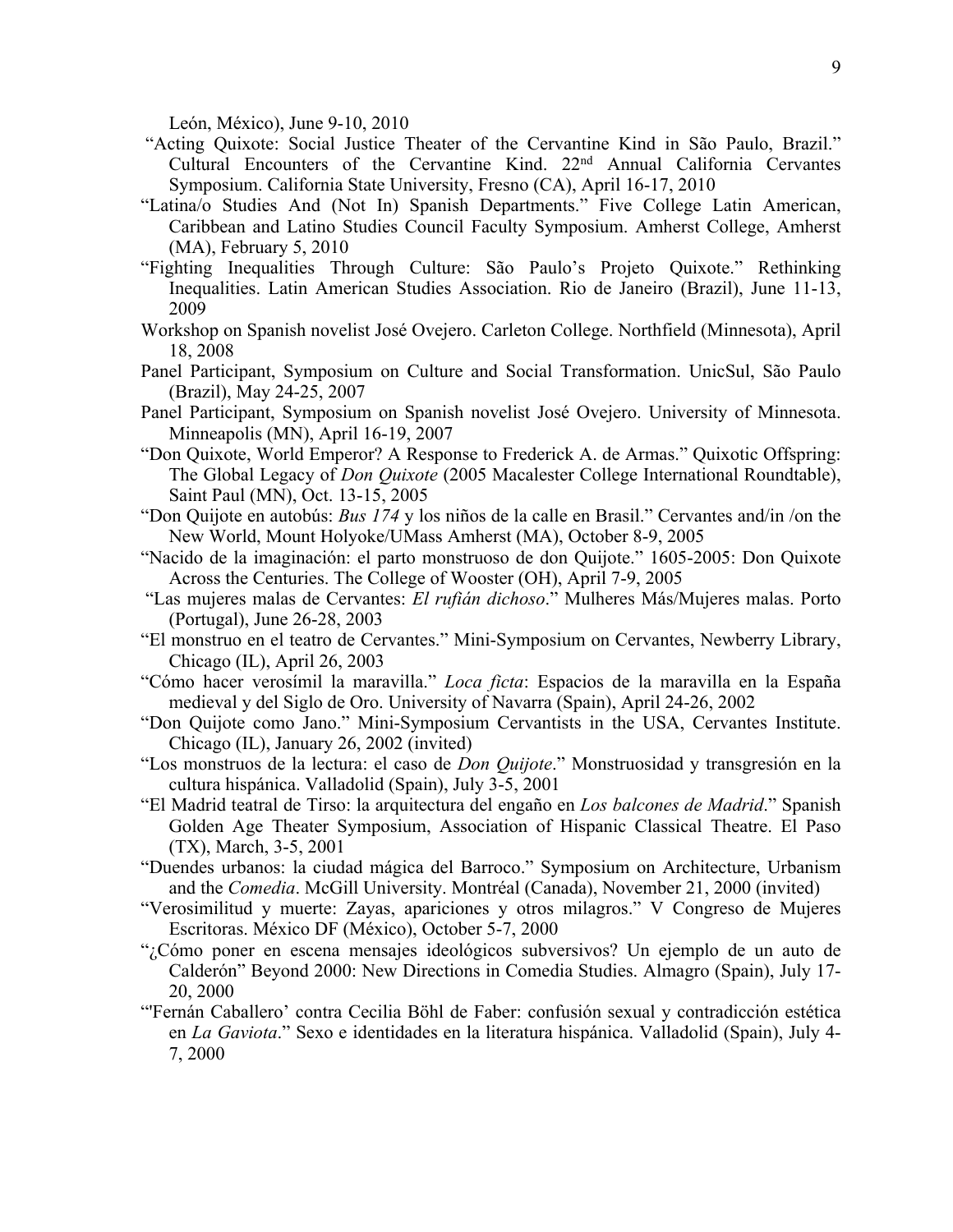León, México), June 9-10, 2010

"Acting Quixote: Social Justice Theater of the Cervantine Kind in São Paulo, Brazil." Cultural Encounters of the Cervantine Kind. 22nd Annual California Cervantes Symposium. California State University, Fresno (CA), April 16-17, 2010

"Latina/o Studies And (Not In) Spanish Departments." Five College Latin American, Caribbean and Latino Studies Council Faculty Symposium. Amherst College, Amherst (MA), February 5, 2010

"Fighting Inequalities Through Culture: São Paulo's Projeto Quixote." Rethinking Inequalities. Latin American Studies Association. Rio de Janeiro (Brazil), June 11-13, 2009

Workshop on Spanish novelist José Ovejero. Carleton College. Northfield (Minnesota), April 18, 2008

Panel Participant, Symposium on Culture and Social Transformation. UnicSul, São Paulo (Brazil), May 24-25, 2007

Panel Participant, Symposium on Spanish novelist José Ovejero. University of Minnesota. Minneapolis (MN), April 16-19, 2007

"Don Quixote, World Emperor? A Response to Frederick A. de Armas." Quixotic Offspring: The Global Legacy of *Don Quixote* (2005 Macalester College International Roundtable), Saint Paul (MN), Oct. 13-15, 2005

"Don Quijote en autobús: *Bus 174* y los niños de la calle en Brasil." Cervantes and/in /on the New World, Mount Holyoke/UMass Amherst (MA), October 8-9, 2005

"Nacido de la imaginación: el parto monstruoso de don Quijote." 1605-2005: Don Quixote Across the Centuries. The College of Wooster (OH), April 7-9, 2005

"Las mujeres malas de Cervantes: *El rufián dichoso*." Mulheres Más/Mujeres malas. Porto (Portugal), June 26-28, 2003

"El monstruo en el teatro de Cervantes." Mini-Symposium on Cervantes, Newberry Library, Chicago (IL), April 26, 2003

"Cómo hacer verosímil la maravilla." *Loca ficta*: Espacios de la maravilla en la España medieval y del Siglo de Oro. University of Navarra (Spain), April 24-26, 2002

"Don Quijote como Jano." Mini-Symposium Cervantists in the USA, Cervantes Institute. Chicago (IL), January 26, 2002 (invited)

"Los monstruos de la lectura: el caso de *Don Quijote*." Monstruosidad y transgresión en la cultura hispánica. Valladolid (Spain), July 3-5, 2001

"El Madrid teatral de Tirso: la arquitectura del engaño en *Los balcones de Madrid*." Spanish Golden Age Theater Symposium, Association of Hispanic Classical Theatre. El Paso (TX), March, 3-5, 2001

"Duendes urbanos: la ciudad mágica del Barroco." Symposium on Architecture, Urbanism and the *Comedia*. McGill University. Montréal (Canada), November 21, 2000 (invited)

"Verosimilitud y muerte: Zayas, apariciones y otros milagros." V Congreso de Mujeres Escritoras. México DF (México), October 5-7, 2000

"¿Cómo poner en escena mensajes ideológicos subversivos? Un ejemplo de un auto de Calderón" Beyond 2000: New Directions in Comedia Studies. Almagro (Spain), July 17-20, 2000

"'Fernán Caballero' contra Cecilia Böhl de Faber: confusión sexual y contradicción estética en *La Gaviota*." Sexo e identidades en la literatura hispánica. Valladolid (Spain), July 4-7, 2000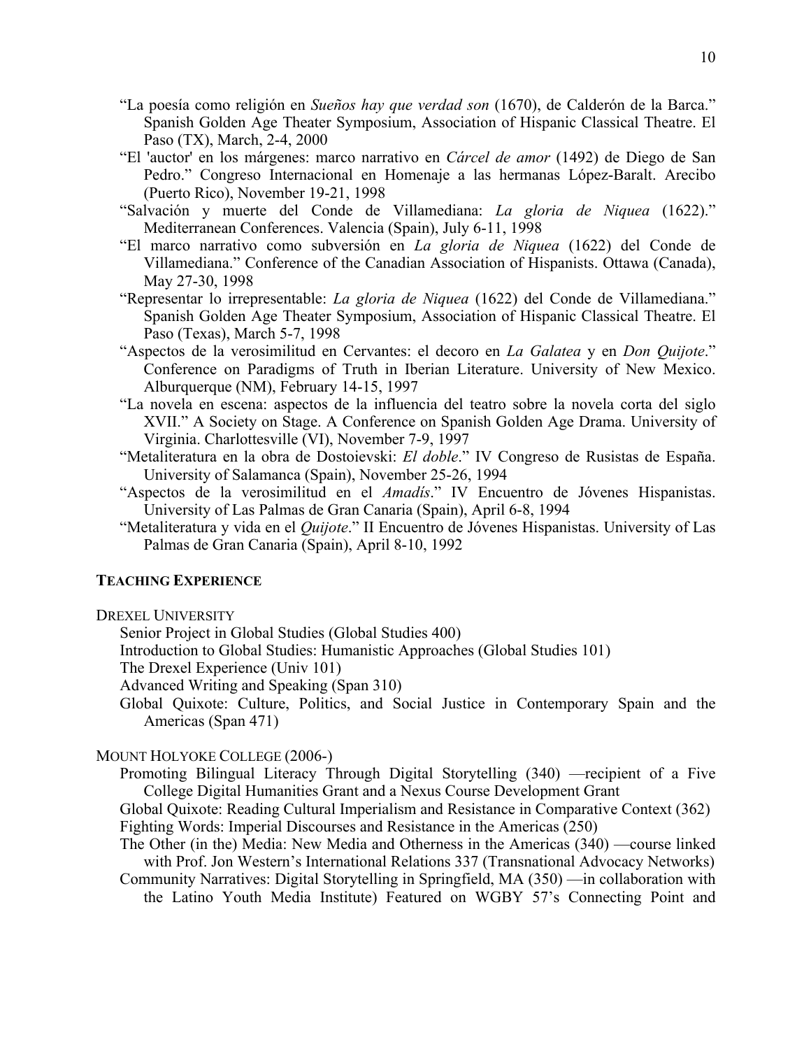- "La poesía como religión en *Sueños hay que verdad son* (1670), de Calderón de la Barca." Spanish Golden Age Theater Symposium, Association of Hispanic Classical Theatre. El Paso (TX), March, 2-4, 2000
- "El 'auctor' en los márgenes: marco narrativo en *Cárcel de amor* (1492) de Diego de San Pedro." Congreso Internacional en Homenaje a las hermanas López-Baralt. Arecibo (Puerto Rico), November 19-21, 1998
- "Salvación y muerte del Conde de Villamediana: *La gloria de Niquea* (1622)." Mediterranean Conferences. Valencia (Spain), July 6-11, 1998
- "El marco narrativo como subversión en *La gloria de Niquea* (1622) del Conde de Villamediana." Conference of the Canadian Association of Hispanists. Ottawa (Canada), May 27-30, 1998
- "Representar lo irrepresentable: *La gloria de Niquea* (1622) del Conde de Villamediana." Spanish Golden Age Theater Symposium, Association of Hispanic Classical Theatre. El Paso (Texas), March 5-7, 1998
- "Aspectos de la verosimilitud en Cervantes: el decoro en *La Galatea* y en *Don Quijote*." Conference on Paradigms of Truth in Iberian Literature. University of New Mexico. Alburquerque (NM), February 14-15, 1997
- "La novela en escena: aspectos de la influencia del teatro sobre la novela corta del siglo XVII." A Society on Stage. A Conference on Spanish Golden Age Drama. University of Virginia. Charlottesville (VI), November 7-9, 1997
- "Metaliteratura en la obra de Dostoievski: *El doble*." IV Congreso de Rusistas de España. University of Salamanca (Spain), November 25-26, 1994
- "Aspectos de la verosimilitud en el *Amadís*." IV Encuentro de Jóvenes Hispanistas. University of Las Palmas de Gran Canaria (Spain), April 6-8, 1994
- "Metaliteratura y vida en el *Quijote*." II Encuentro de Jóvenes Hispanistas. University of Las Palmas de Gran Canaria (Spain), April 8-10, 1992

## TEACHING EXPERIENCE

DREXEL UNIVERSITY

- Senior Project in Global Studies (Global Studies 400)
- Introduction to Global Studies: Humanistic Approaches (Global Studies 101)
- The Drexel Experience (Univ 101)
- Advanced Writing and Speaking (Span 310)
- Global Quixote: Culture, Politics, and Social Justice in Contemporary Spain and the Americas (Span 471)

MOUNT HOLYOKE COLLEGE (2006-)

- Promoting Bilingual Literacy Through Digital Storytelling (340) —recipient of a Five College Digital Humanities Grant and a Nexus Course Development Grant
- Global Quixote: Reading Cultural Imperialism and Resistance in Comparative Context (362)
- Fighting Words: Imperial Discourses and Resistance in the Americas (250)
- The Other (in the) Media: New Media and Otherness in the Americas (340) —course linked with Prof. Jon Western's International Relations 337 (Transnational Advocacy Networks)
- Community Narratives: Digital Storytelling in Springfield, MA (350) —in collaboration with the Latino Youth Media Institute) Featured on WGBY 57's Connecting Point and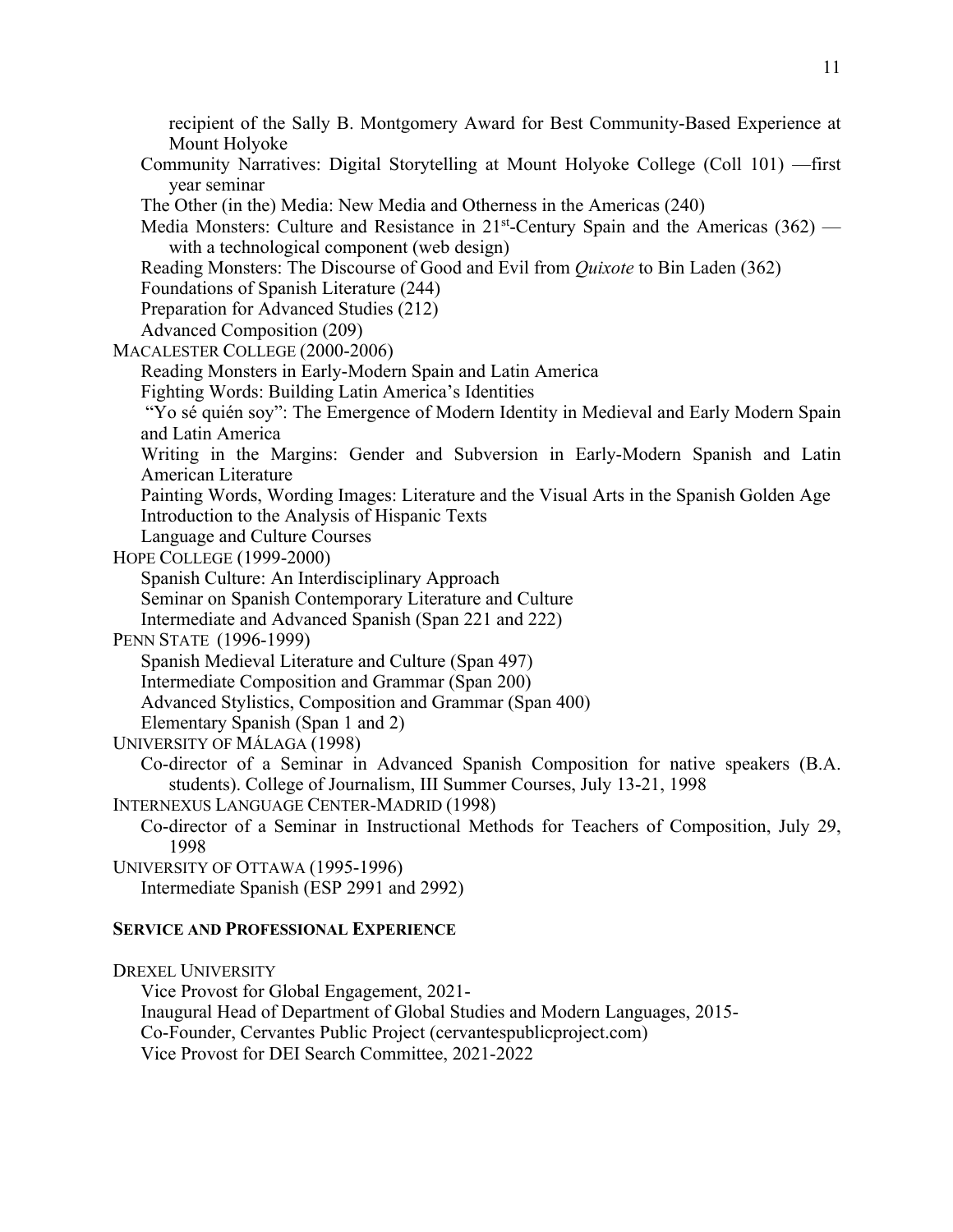recipient of the Sally B. Montgomery Award for Best Community-Based Experience at Mount Holyoke

Community Narratives: Digital Storytelling at Mount Holyoke College (Coll 101) —first year seminar

The Other (in the) Media: New Media and Otherness in the Americas (240)

Media Monsters: Culture and Resistance in 21st-Century Spain and the Americas (362) —with a technological component (web design)

Reading Monsters: The Discourse of Good and Evil from *Quixote* to Bin Laden (362)

Foundations of Spanish Literature (244)

Preparation for Advanced Studies (212)

Advanced Composition (209)

MACALESTER COLLEGE (2000-2006)

Reading Monsters in Early-Modern Spain and Latin America

Fighting Words: Building Latin America's Identities

"Yo sé quién soy": The Emergence of Modern Identity in Medieval and Early Modern Spain and Latin America

Writing in the Margins: Gender and Subversion in Early-Modern Spanish and Latin American Literature

Painting Words, Wording Images: Literature and the Visual Arts in the Spanish Golden Age

Introduction to the Analysis of Hispanic Texts

Language and Culture Courses

HOPE COLLEGE (1999-2000)

Spanish Culture: An Interdisciplinary Approach

Seminar on Spanish Contemporary Literature and Culture

Intermediate and Advanced Spanish (Span 221 and 222)

PENN STATE (1996-1999)

Spanish Medieval Literature and Culture (Span 497)

Intermediate Composition and Grammar (Span 200)

Advanced Stylistics, Composition and Grammar (Span 400)

Elementary Spanish (Span 1 and 2)

UNIVERSITY OF MÁLAGA (1998)

Co-director of a Seminar in Advanced Spanish Composition for native speakers (B.A. students). College of Journalism, III Summer Courses, July 13-21, 1998

INTERNEXUS LANGUAGE CENTER-MADRID (1998)

Co-director of a Seminar in Instructional Methods for Teachers of Composition, July 29, 1998

UNIVERSITY OF OTTAWA (1995-1996)

Intermediate Spanish (ESP 2991 and 2992)

## SERVICE AND PROFESSIONAL EXPERIENCE

DREXEL UNIVERSITY

Vice Provost for Global Engagement, 2021-

Inaugural Head of Department of Global Studies and Modern Languages, 2015-

Co-Founder, Cervantes Public Project (cervantespublicproject.com)

Vice Provost for DEI Search Committee, 2021-2022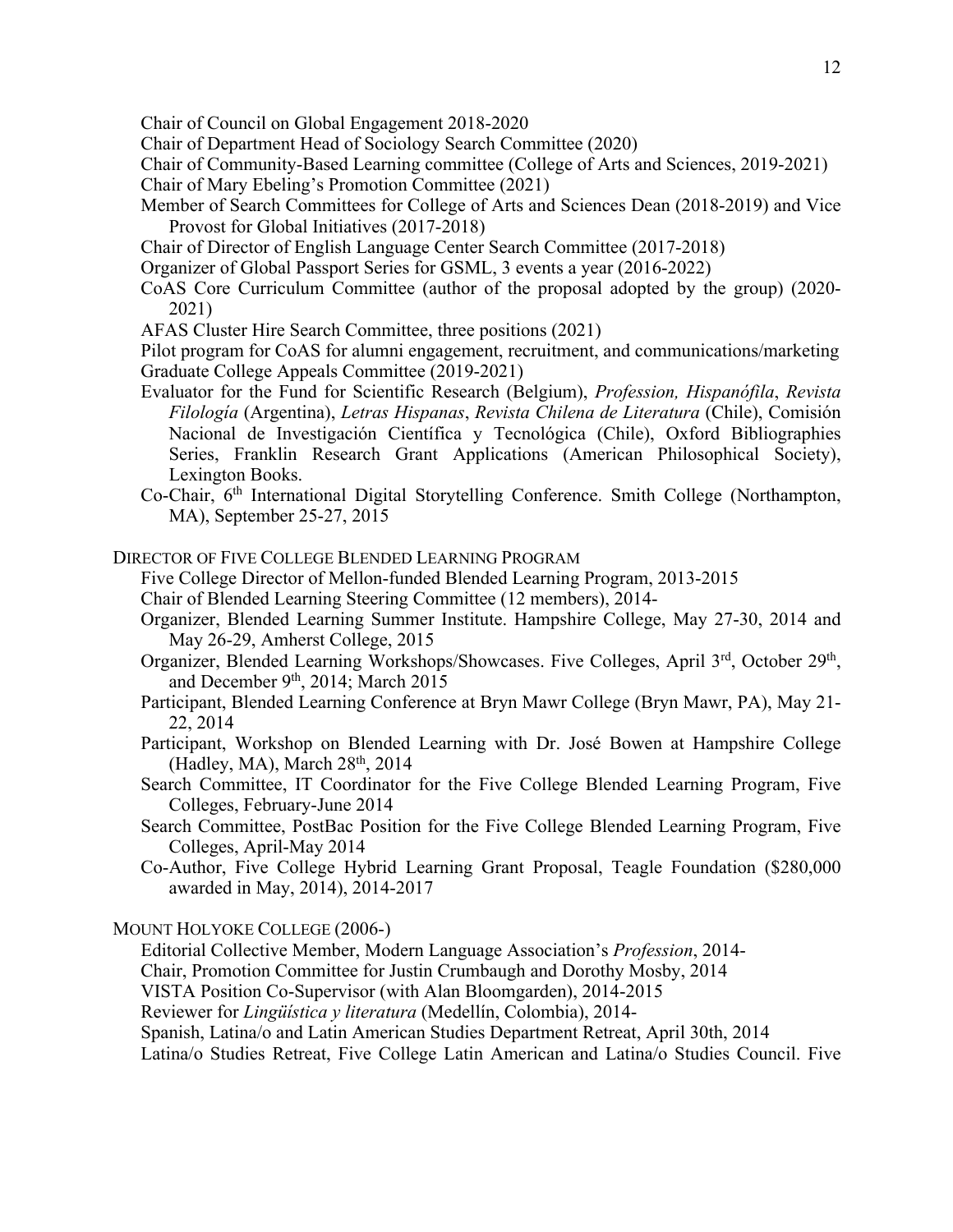Chair of Council on Global Engagement 2018-2020

Chair of Department Head of Sociology Search Committee (2020)

Chair of Community-Based Learning committee (College of Arts and Sciences, 2019-2021)

Chair of Mary Ebeling's Promotion Committee (2021)

Member of Search Committees for College of Arts and Sciences Dean (2018-2019) and Vice Provost for Global Initiatives (2017-2018)

Chair of Director of English Language Center Search Committee (2017-2018)

Organizer of Global Passport Series for GSML, 3 events a year (2016-2022)

CoAS Core Curriculum Committee (author of the proposal adopted by the group) (2020-2021)

AFAS Cluster Hire Search Committee, three positions (2021)

Pilot program for CoAS for alumni engagement, recruitment, and communications/marketing

Graduate College Appeals Committee (2019-2021)

Evaluator for the Fund for Scientific Research (Belgium), *Profession, Hispanófila*, *Revista Filología* (Argentina), *Letras Hispanas*, *Revista Chilena de Literatura* (Chile), Comisión Nacional de Investigación Científica y Tecnológica (Chile), Oxford Bibliographies Series, Franklin Research Grant Applications (American Philosophical Society), Lexington Books.

Co-Chair, 6th International Digital Storytelling Conference. Smith College (Northampton, MA), September 25-27, 2015

DIRECTOR OF FIVE COLLEGE BLENDED LEARNING PROGRAM

Five College Director of Mellon-funded Blended Learning Program, 2013-2015

Chair of Blended Learning Steering Committee (12 members), 2014-

Organizer, Blended Learning Summer Institute. Hampshire College, May 27-30, 2014 and May 26-29, Amherst College, 2015

Organizer, Blended Learning Workshops/Showcases. Five Colleges, April 3rd, October 29th, and December 9th, 2014; March 2015

Participant, Blended Learning Conference at Bryn Mawr College (Bryn Mawr, PA), May 21-22, 2014

Participant, Workshop on Blended Learning with Dr. José Bowen at Hampshire College (Hadley, MA), March 28th, 2014

Search Committee, IT Coordinator for the Five College Blended Learning Program, Five Colleges, February-June 2014

Search Committee, PostBac Position for the Five College Blended Learning Program, Five Colleges, April-May 2014

Co-Author, Five College Hybrid Learning Grant Proposal, Teagle Foundation ($280,000 awarded in May, 2014), 2014-2017

MOUNT HOLYOKE COLLEGE (2006-)

Editorial Collective Member, Modern Language Association's *Profession*, 2014-

Chair, Promotion Committee for Justin Crumbaugh and Dorothy Mosby, 2014

VISTA Position Co-Supervisor (with Alan Bloomgarden), 2014-2015

Reviewer for *Lingüística y literatura* (Medellín, Colombia), 2014-

Spanish, Latina/o and Latin American Studies Department Retreat, April 30th, 2014

Latina/o Studies Retreat, Five College Latin American and Latina/o Studies Council. Five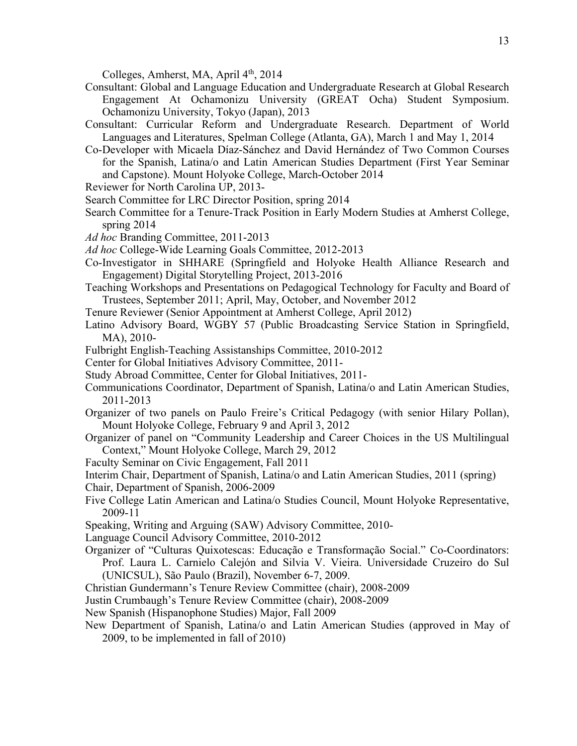Colleges, Amherst, MA, April 4th, 2014

Consultant: Global and Language Education and Undergraduate Research at Global Research Engagement At Ochamonizu University (GREAT Ocha) Student Symposium. Ochamonizu University, Tokyo (Japan), 2013

Consultant: Curricular Reform and Undergraduate Research. Department of World Languages and Literatures, Spelman College (Atlanta, GA), March 1 and May 1, 2014

Co-Developer with Micaela Díaz-Sánchez and David Hernández of Two Common Courses for the Spanish, Latina/o and Latin American Studies Department (First Year Seminar and Capstone). Mount Holyoke College, March-October 2014

Reviewer for North Carolina UP, 2013-

Search Committee for LRC Director Position, spring 2014

Search Committee for a Tenure-Track Position in Early Modern Studies at Amherst College, spring 2014

*Ad hoc* Branding Committee, 2011-2013

*Ad hoc* College-Wide Learning Goals Committee, 2012-2013

Co-Investigator in SHHARE (Springfield and Holyoke Health Alliance Research and Engagement) Digital Storytelling Project, 2013-2016

Teaching Workshops and Presentations on Pedagogical Technology for Faculty and Board of Trustees, September 2011; April, May, October, and November 2012

Tenure Reviewer (Senior Appointment at Amherst College, April 2012)

Latino Advisory Board, WGBY 57 (Public Broadcasting Service Station in Springfield, MA), 2010-

Fulbright English-Teaching Assistanships Committee, 2010-2012

Center for Global Initiatives Advisory Committee, 2011-

Study Abroad Committee, Center for Global Initiatives, 2011-

Communications Coordinator, Department of Spanish, Latina/o and Latin American Studies, 2011-2013

Organizer of two panels on Paulo Freire's Critical Pedagogy (with senior Hilary Pollan), Mount Holyoke College, February 9 and April 3, 2012

Organizer of panel on "Community Leadership and Career Choices in the US Multilingual Context," Mount Holyoke College, March 29, 2012

Faculty Seminar on Civic Engagement, Fall 2011

Interim Chair, Department of Spanish, Latina/o and Latin American Studies, 2011 (spring)

Chair, Department of Spanish, 2006-2009

Five College Latin American and Latina/o Studies Council, Mount Holyoke Representative, 2009-11

Speaking, Writing and Arguing (SAW) Advisory Committee, 2010-

Language Council Advisory Committee, 2010-2012

Organizer of "Culturas Quixotescas: Educação e Transformação Social." Co-Coordinators: Prof. Laura L. Carnielo Calejón and Silvia V. Vieira. Universidade Cruzeiro do Sul (UNICSUL), São Paulo (Brazil), November 6-7, 2009.

Christian Gundermann's Tenure Review Committee (chair), 2008-2009

Justin Crumbaugh's Tenure Review Committee (chair), 2008-2009

New Spanish (Hispanophone Studies) Major, Fall 2009

New Department of Spanish, Latina/o and Latin American Studies (approved in May of 2009, to be implemented in fall of 2010)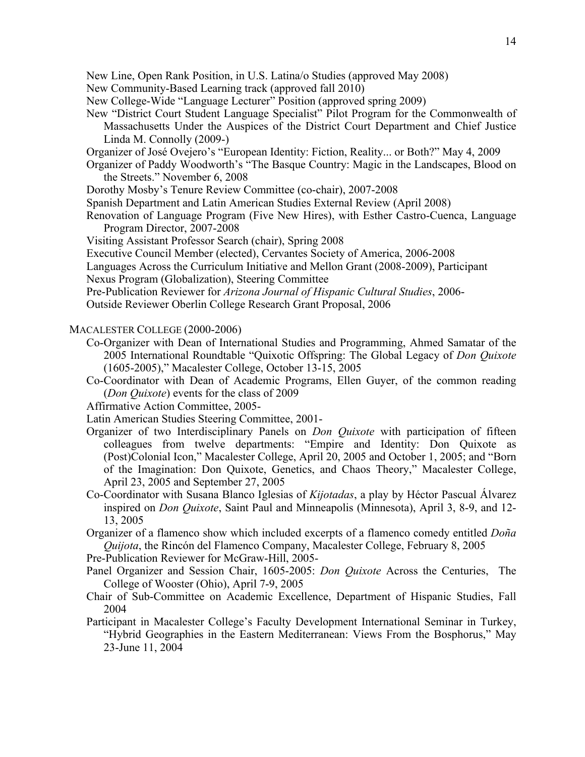New Line, Open Rank Position, in U.S. Latina/o Studies (approved May 2008)

New Community-Based Learning track (approved fall 2010)

New College-Wide "Language Lecturer" Position (approved spring 2009)

New "District Court Student Language Specialist" Pilot Program for the Commonwealth of Massachusetts Under the Auspices of the District Court Department and Chief Justice Linda M. Connolly (2009-)

Organizer of José Ovejero's "European Identity: Fiction, Reality... or Both?" May 4, 2009

Organizer of Paddy Woodworth's "The Basque Country: Magic in the Landscapes, Blood on the Streets." November 6, 2008

Dorothy Mosby's Tenure Review Committee (co-chair), 2007-2008

Spanish Department and Latin American Studies External Review (April 2008)

Renovation of Language Program (Five New Hires), with Esther Castro-Cuenca, Language Program Director, 2007-2008

Visiting Assistant Professor Search (chair), Spring 2008

Executive Council Member (elected), Cervantes Society of America, 2006-2008

Languages Across the Curriculum Initiative and Mellon Grant (2008-2009), Participant

Nexus Program (Globalization), Steering Committee

Pre-Publication Reviewer for *Arizona Journal of Hispanic Cultural Studies*, 2006-

Outside Reviewer Oberlin College Research Grant Proposal, 2006

MACALESTER COLLEGE (2000-2006)

Co-Organizer with Dean of International Studies and Programming, Ahmed Samatar of the 2005 International Roundtable "Quixotic Offspring: The Global Legacy of *Don Quixote* (1605-2005)," Macalester College, October 13-15, 2005

Co-Coordinator with Dean of Academic Programs, Ellen Guyer, of the common reading (*Don Quixote*) events for the class of 2009

Affirmative Action Committee, 2005-

Latin American Studies Steering Committee, 2001-

Organizer of two Interdisciplinary Panels on *Don Quixote* with participation of fifteen colleagues from twelve departments: "Empire and Identity: Don Quixote as (Post)Colonial Icon," Macalester College, April 20, 2005 and October 1, 2005; and "Born of the Imagination: Don Quixote, Genetics, and Chaos Theory," Macalester College, April 23, 2005 and September 27, 2005

Co-Coordinator with Susana Blanco Iglesias of *Kijotadas*, a play by Héctor Pascual Álvarez inspired on *Don Quixote*, Saint Paul and Minneapolis (Minnesota), April 3, 8-9, and 12-13, 2005

Organizer of a flamenco show which included excerpts of a flamenco comedy entitled *Doña Quijota*, the Rincón del Flamenco Company, Macalester College, February 8, 2005

Pre-Publication Reviewer for McGraw-Hill, 2005-

Panel Organizer and Session Chair, 1605-2005: *Don Quixote* Across the Centuries, The College of Wooster (Ohio), April 7-9, 2005

Chair of Sub-Committee on Academic Excellence, Department of Hispanic Studies, Fall 2004

Participant in Macalester College's Faculty Development International Seminar in Turkey, "Hybrid Geographies in the Eastern Mediterranean: Views From the Bosphorus," May 23-June 11, 2004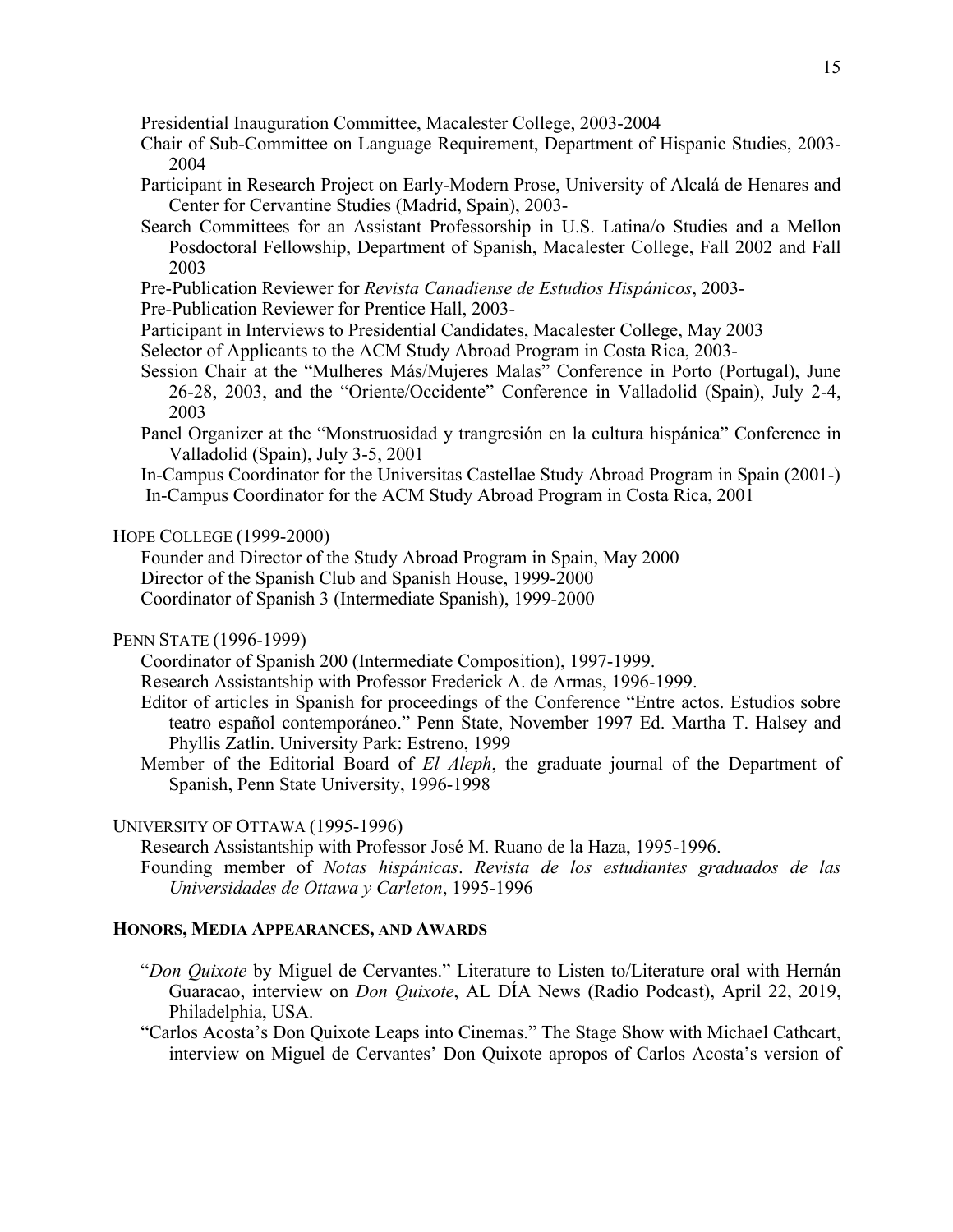Presidential Inauguration Committee, Macalester College, 2003-2004

Chair of Sub-Committee on Language Requirement, Department of Hispanic Studies, 2003-2004

Participant in Research Project on Early-Modern Prose, University of Alcalá de Henares and Center for Cervantine Studies (Madrid, Spain), 2003-

Search Committees for an Assistant Professorship in U.S. Latina/o Studies and a Mellon Posdoctoral Fellowship, Department of Spanish, Macalester College, Fall 2002 and Fall 2003

Pre-Publication Reviewer for *Revista Canadiense de Estudios Hispánicos*, 2003-

Pre-Publication Reviewer for Prentice Hall, 2003-

Participant in Interviews to Presidential Candidates, Macalester College, May 2003

Selector of Applicants to the ACM Study Abroad Program in Costa Rica, 2003-

Session Chair at the "Mulheres Más/Mujeres Malas" Conference in Porto (Portugal), June 26-28, 2003, and the "Oriente/Occidente" Conference in Valladolid (Spain), July 2-4, 2003

Panel Organizer at the "Monstruosidad y trangresión en la cultura hispánica" Conference in Valladolid (Spain), July 3-5, 2001

In-Campus Coordinator for the Universitas Castellae Study Abroad Program in Spain (2001-)

In-Campus Coordinator for the ACM Study Abroad Program in Costa Rica, 2001

HOPE COLLEGE (1999-2000)

Founder and Director of the Study Abroad Program in Spain, May 2000

Director of the Spanish Club and Spanish House, 1999-2000

Coordinator of Spanish 3 (Intermediate Spanish), 1999-2000

PENN STATE (1996-1999)

Coordinator of Spanish 200 (Intermediate Composition), 1997-1999.

Research Assistantship with Professor Frederick A. de Armas, 1996-1999.

Editor of articles in Spanish for proceedings of the Conference "Entre actos. Estudios sobre teatro español contemporáneo." Penn State, November 1997 Ed. Martha T. Halsey and Phyllis Zatlin. University Park: Estreno, 1999

Member of the Editorial Board of *El Aleph*, the graduate journal of the Department of Spanish, Penn State University, 1996-1998

UNIVERSITY OF OTTAWA (1995-1996)

Research Assistantship with Professor José M. Ruano de la Haza, 1995-1996.

Founding member of *Notas hispánicas*. *Revista de los estudiantes graduados de las Universidades de Ottawa y Carleton*, 1995-1996

## HONORS, MEDIA APPEARANCES, AND AWARDS

"*Don Quixote* by Miguel de Cervantes." Literature to Listen to/Literature oral with Hernán Guaracao, interview on *Don Quixote*, AL DÍA News (Radio Podcast), April 22, 2019, Philadelphia, USA.

"Carlos Acosta's Don Quixote Leaps into Cinemas." The Stage Show with Michael Cathcart, interview on Miguel de Cervantes' Don Quixote apropos of Carlos Acosta's version of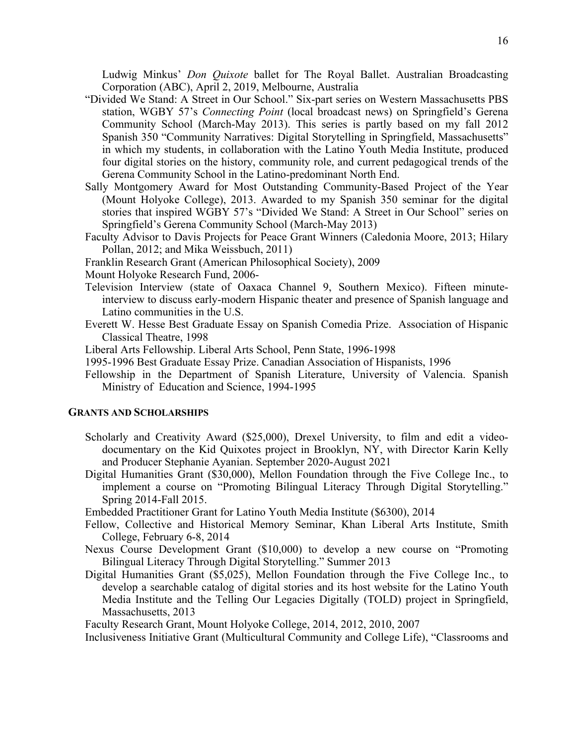Ludwig Minkus' *Don Quixote* ballet for The Royal Ballet. Australian Broadcasting Corporation (ABC), April 2, 2019, Melbourne, Australia

"Divided We Stand: A Street in Our School." Six-part series on Western Massachusetts PBS station, WGBY 57's *Connecting Point* (local broadcast news) on Springfield's Gerena Community School (March-May 2013). This series is partly based on my fall 2012 Spanish 350 "Community Narratives: Digital Storytelling in Springfield, Massachusetts" in which my students, in collaboration with the Latino Youth Media Institute, produced four digital stories on the history, community role, and current pedagogical trends of the Gerena Community School in the Latino-predominant North End.

Sally Montgomery Award for Most Outstanding Community-Based Project of the Year (Mount Holyoke College), 2013. Awarded to my Spanish 350 seminar for the digital stories that inspired WGBY 57's "Divided We Stand: A Street in Our School" series on Springfield's Gerena Community School (March-May 2013)

Faculty Advisor to Davis Projects for Peace Grant Winners (Caledonia Moore, 2013; Hilary Pollan, 2012; and Mika Weissbuch, 2011)

Franklin Research Grant (American Philosophical Society), 2009

Mount Holyoke Research Fund, 2006-

Television Interview (state of Oaxaca Channel 9, Southern Mexico). Fifteen minute-interview to discuss early-modern Hispanic theater and presence of Spanish language and Latino communities in the U.S.

Everett W. Hesse Best Graduate Essay on Spanish Comedia Prize. Association of Hispanic Classical Theatre, 1998

Liberal Arts Fellowship. Liberal Arts School, Penn State, 1996-1998

1995-1996 Best Graduate Essay Prize. Canadian Association of Hispanists, 1996

Fellowship in the Department of Spanish Literature, University of Valencia. Spanish Ministry of Education and Science, 1994-1995

## GRANTS AND SCHOLARSHIPS

Scholarly and Creativity Award ($25,000), Drexel University, to film and edit a video-documentary on the Kid Quixotes project in Brooklyn, NY, with Director Karin Kelly and Producer Stephanie Ayanian. September 2020-August 2021

Digital Humanities Grant ($30,000), Mellon Foundation through the Five College Inc., to implement a course on "Promoting Bilingual Literacy Through Digital Storytelling." Spring 2014-Fall 2015.

Embedded Practitioner Grant for Latino Youth Media Institute ($6300), 2014

Fellow, Collective and Historical Memory Seminar, Khan Liberal Arts Institute, Smith College, February 6-8, 2014

Nexus Course Development Grant ($10,000) to develop a new course on "Promoting Bilingual Literacy Through Digital Storytelling." Summer 2013

Digital Humanities Grant ($5,025), Mellon Foundation through the Five College Inc., to develop a searchable catalog of digital stories and its host website for the Latino Youth Media Institute and the Telling Our Legacies Digitally (TOLD) project in Springfield, Massachusetts, 2013

Faculty Research Grant, Mount Holyoke College, 2014, 2012, 2010, 2007

Inclusiveness Initiative Grant (Multicultural Community and College Life), "Classrooms and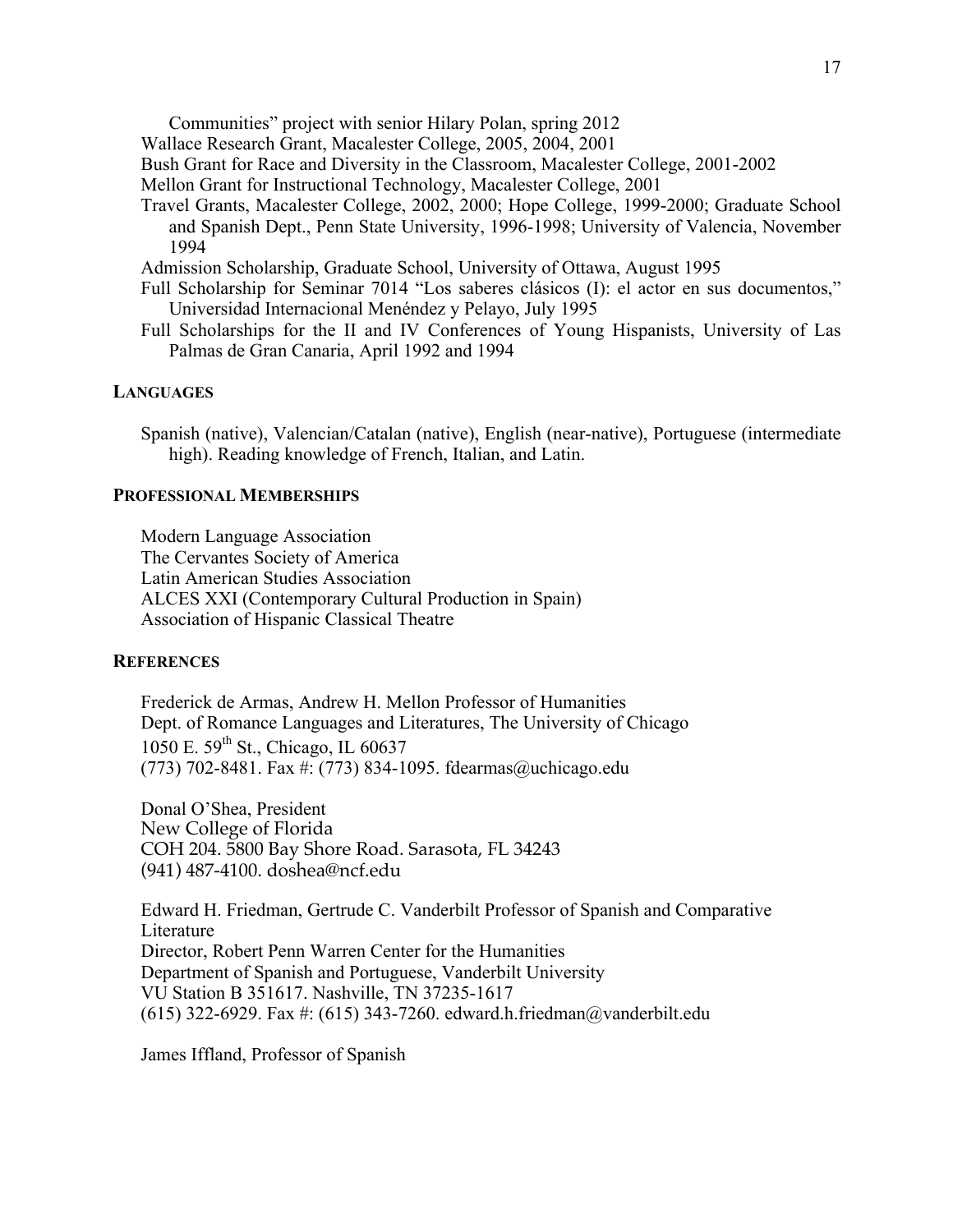Communities" project with senior Hilary Polan, spring 2012

Wallace Research Grant, Macalester College, 2005, 2004, 2001

Bush Grant for Race and Diversity in the Classroom, Macalester College, 2001-2002

Mellon Grant for Instructional Technology, Macalester College, 2001

Travel Grants, Macalester College, 2002, 2000; Hope College, 1999-2000; Graduate School and Spanish Dept., Penn State University, 1996-1998; University of Valencia, November 1994

Admission Scholarship, Graduate School, University of Ottawa, August 1995

Full Scholarship for Seminar 7014 "Los saberes clásicos (I): el actor en sus documentos," Universidad Internacional Menéndez y Pelayo, July 1995

Full Scholarships for the II and IV Conferences of Young Hispanists, University of Las Palmas de Gran Canaria, April 1992 and 1994

## LANGUAGES

Spanish (native), Valencian/Catalan (native), English (near-native), Portuguese (intermediate high). Reading knowledge of French, Italian, and Latin.

## PROFESSIONAL MEMBERSHIPS

Modern Language Association
The Cervantes Society of America
Latin American Studies Association
ALCES XXI (Contemporary Cultural Production in Spain)
Association of Hispanic Classical Theatre

## REFERENCES

Frederick de Armas, Andrew H. Mellon Professor of Humanities
Dept. of Romance Languages and Literatures, The University of Chicago
1050 E. 59th St., Chicago, IL 60637
(773) 702-8481. Fax #: (773) 834-1095. fdearmas@uchicago.edu

Donal O'Shea, President
New College of Florida
COH 204. 5800 Bay Shore Road. Sarasota, FL 34243
(941) 487-4100. doshea@ncf.edu

Edward H. Friedman, Gertrude C. Vanderbilt Professor of Spanish and Comparative Literature
Director, Robert Penn Warren Center for the Humanities
Department of Spanish and Portuguese, Vanderbilt University
VU Station B 351617. Nashville, TN 37235-1617
(615) 322-6929. Fax #: (615) 343-7260. edward.h.friedman@vanderbilt.edu

James Iffland, Professor of Spanish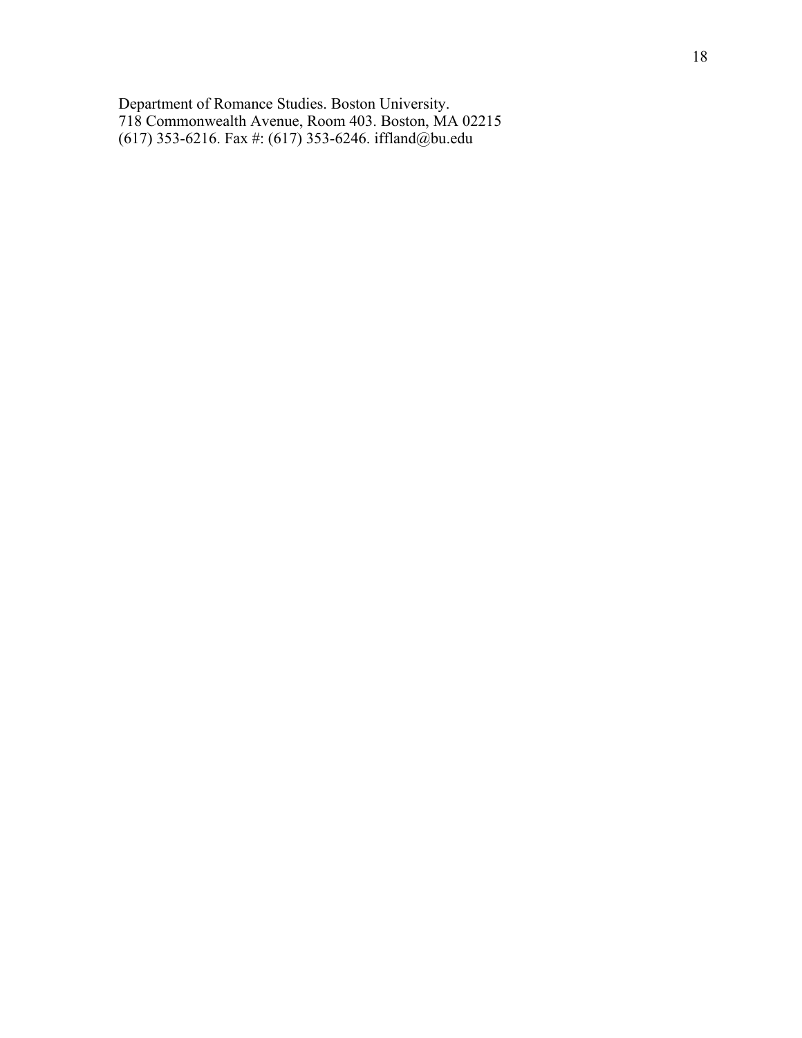Department of Romance Studies. Boston University.
718 Commonwealth Avenue, Room 403. Boston, MA 02215
(617) 353-6216. Fax #: (617) 353-6246. iffland@bu.edu